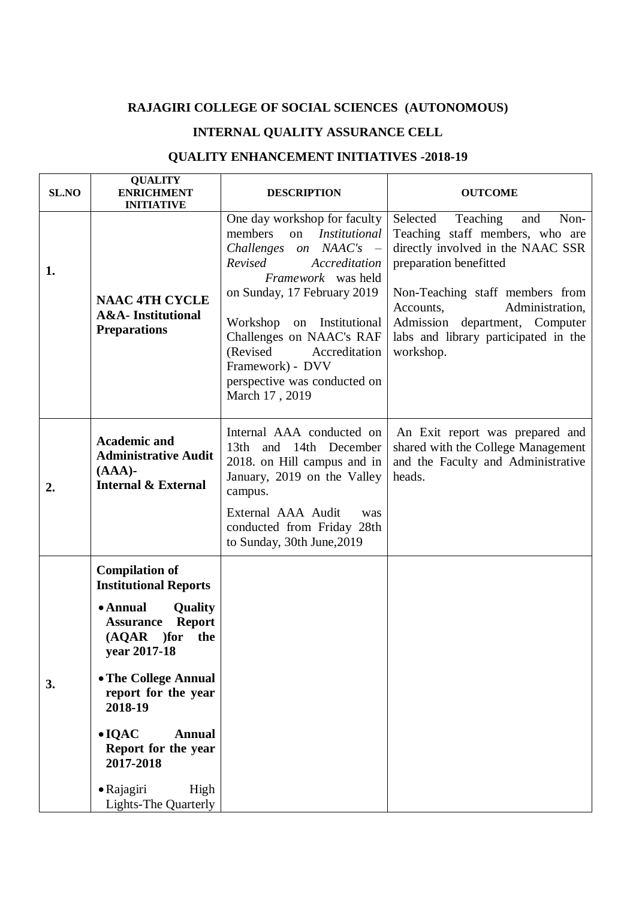# RAJAGIRI COLLEGE OF SOCIAL SCIENCES (AUTONOMOUS)

## INTERNAL QUALITY ASSURANCE CELL

## QUALITY ENHANCEMENT INITIATIVES -2018-19

| SL.NO | QUALITY ENRICHMENT INITIATIVE | DESCRIPTION | OUTCOME |
|---|---|---|---|
| 1. | **NAAC 4TH CYCLE A&A- Institutional Preparations** | One day workshop for faculty members on *Institutional Challenges on NAAC's – Revised Accreditation Framework* was held on Sunday, 17 February 2019<br><br>Workshop on Institutional Challenges on NAAC's RAF (Revised Accreditation Framework) - DVV perspective was conducted on March 17 , 2019 | Selected Teaching and Non-Teaching staff members, who are directly involved in the NAAC SSR preparation benefitted<br><br>Non-Teaching staff members from Accounts, Administration, Admission department, Computer labs and library participated in the workshop. |
| 2. | **Academic and Administrative Audit (AAA)- Internal & External** | Internal AAA conducted on 13th and 14th December 2018. on Hill campus and in January, 2019 on the Valley campus.<br><br>External AAA Audit was conducted from Friday 28th to Sunday, 30th June,2019 | An Exit report was prepared and shared with the College Management and the Faculty and Administrative heads. |
| 3. | **Compilation of Institutional Reports**<br><br>• **Annual Quality Assurance Report (AQAR )for the year 2017-18**<br><br>• **The College Annual report for the year 2018-19**<br><br>• **IQAC Annual Report for the year 2017-2018**<br><br>• Rajagiri High Lights-The Quarterly | | |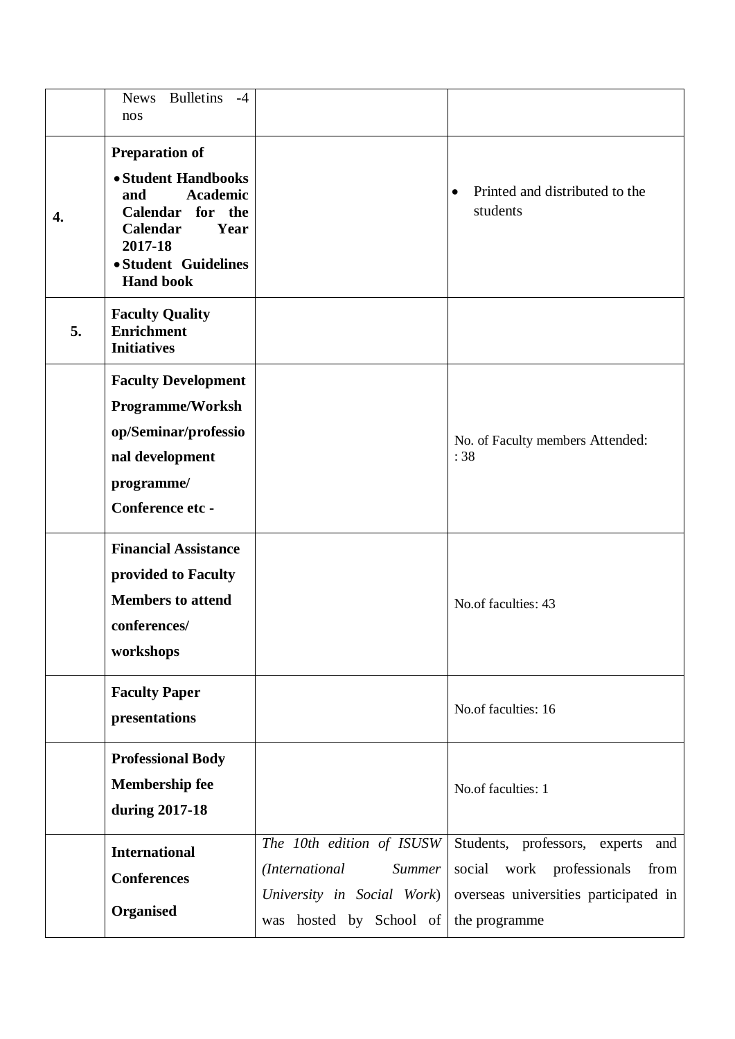| | | | |
|---|---|---|---|
| | News Bulletins -4 nos | | |
| **4.** | **Preparation of**<br>• **Student Handbooks and Academic Calendar for the Calendar Year 2017-18**<br>• **Student Guidelines Hand book** | | • Printed and distributed to the students |
| **5.** | **Faculty Quality Enrichment Initiatives** | | |
| | **Faculty Development Programme/Workshop/Seminar/professional development programme/ Conference etc -** | | No. of Faculty members Attended: : 38 |
| | **Financial Assistance provided to Faculty Members to attend conferences/ workshops** | | No.of faculties: 43 |
| | **Faculty Paper presentations** | | No.of faculties: 16 |
| | **Professional Body Membership fee during 2017-18** | | No.of faculties: 1 |
| | **International Conferences Organised** | *The 10th edition of ISUSW (International Summer University in Social Work*) was hosted by School of | Students, professors, experts and social work professionals from overseas universities participated in the programme |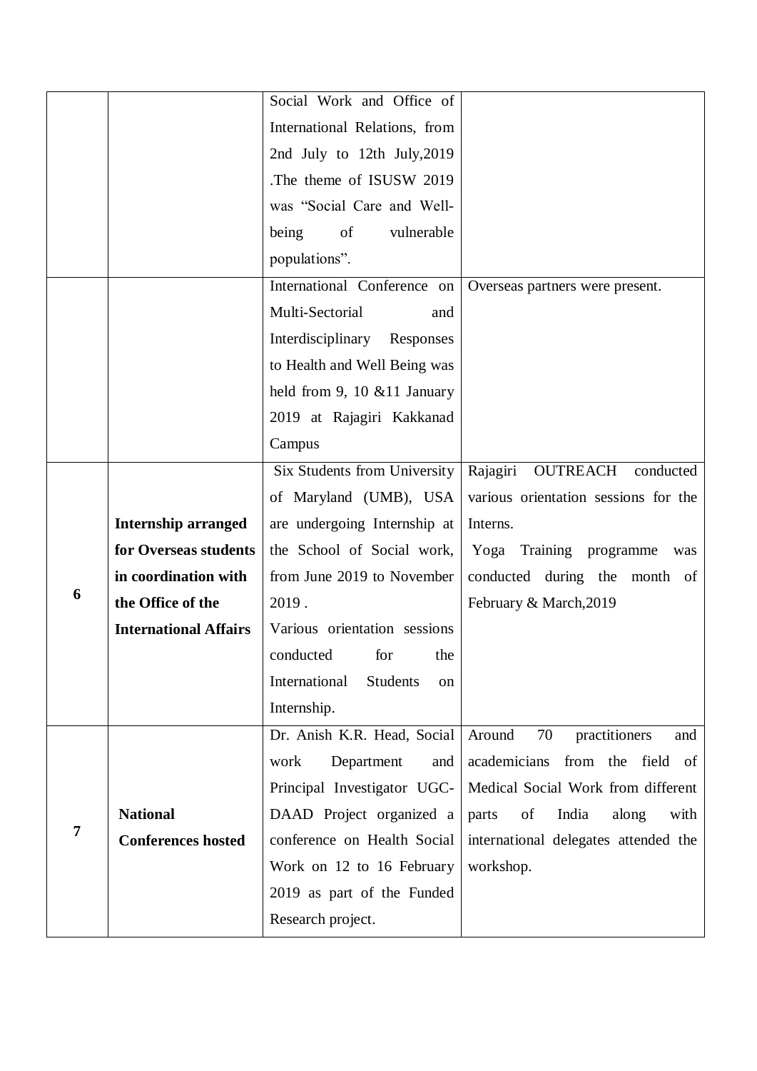| | | | |
|---|---|---|---|
| | | Social Work and Office of International Relations, from 2nd July to 12th July,2019 .The theme of ISUSW 2019 was "Social Care and Well-being of vulnerable populations". | |
| | | International Conference on Multi-Sectorial and Interdisciplinary Responses to Health and Well Being was held from 9, 10 &11 January 2019 at Rajagiri Kakkanad Campus | Overseas partners were present. |
| **6** | **Internship arranged for Overseas students in coordination with the Office of the International Affairs** | Six Students from University of Maryland (UMB), USA are undergoing Internship at the School of Social work, from June 2019 to November 2019 . Various orientation sessions conducted for the International Students on Internship. | Rajagiri OUTREACH conducted various orientation sessions for the Interns. Yoga Training programme was conducted during the month of February & March,2019 |
| **7** | **National Conferences hosted** | Dr. Anish K.R. Head, Social work Department and Principal Investigator UGC-DAAD Project organized a conference on Health Social Work on 12 to 16 February 2019 as part of the Funded Research project. | Around 70 practitioners and academicians from the field of Medical Social Work from different parts of India along with international delegates attended the workshop. |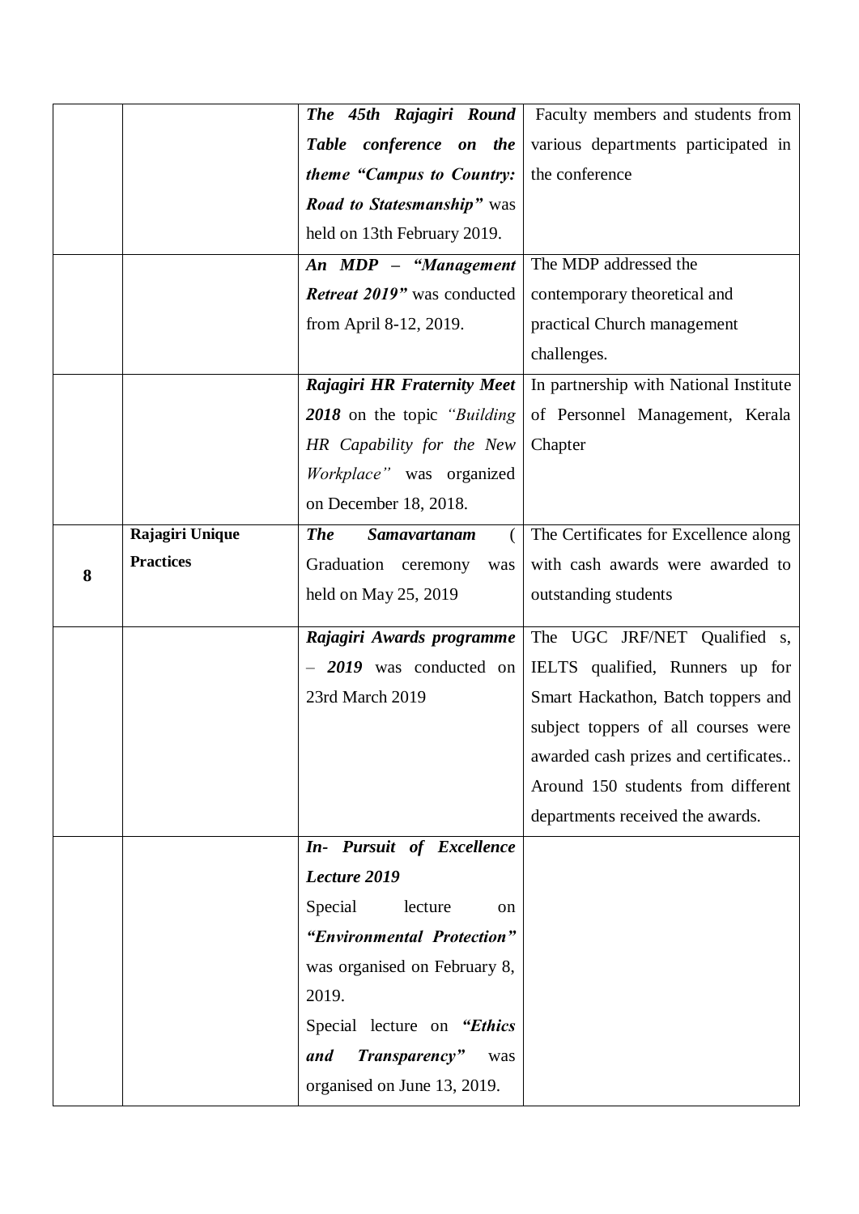| | | | |
|---|---|---|---|
| | | ***The 45th Rajagiri Round Table conference on the theme "Campus to Country: Road to Statesmanship"*** was held on 13th February 2019. | Faculty members and students from various departments participated in the conference |
| | | ***An MDP – "Management Retreat 2019"*** was conducted from April 8-12, 2019. | The MDP addressed the contemporary theoretical and practical Church management challenges. |
| | | ***Rajagiri HR Fraternity Meet 2018*** on the topic *"Building HR Capability for the New Workplace"* was organized on December 18, 2018. | In partnership with National Institute of Personnel Management, Kerala Chapter |
| **8** | **Rajagiri Unique Practices** | ***The Samavartanam*** ( Graduation ceremony was held on May 25, 2019 | The Certificates for Excellence along with cash awards were awarded to outstanding students |
| | | ***Rajagiri Awards programme – 2019*** was conducted on 23rd March 2019 | The UGC JRF/NET Qualified s, IELTS qualified, Runners up for Smart Hackathon, Batch toppers and subject toppers of all courses were awarded cash prizes and certificates.. Around 150 students from different departments received the awards. |
| | | ***In- Pursuit of Excellence Lecture 2019*** Special lecture on ***"Environmental Protection"*** was organised on February 8, 2019. Special lecture on ***"Ethics and Transparency"*** was organised on June 13, 2019. | |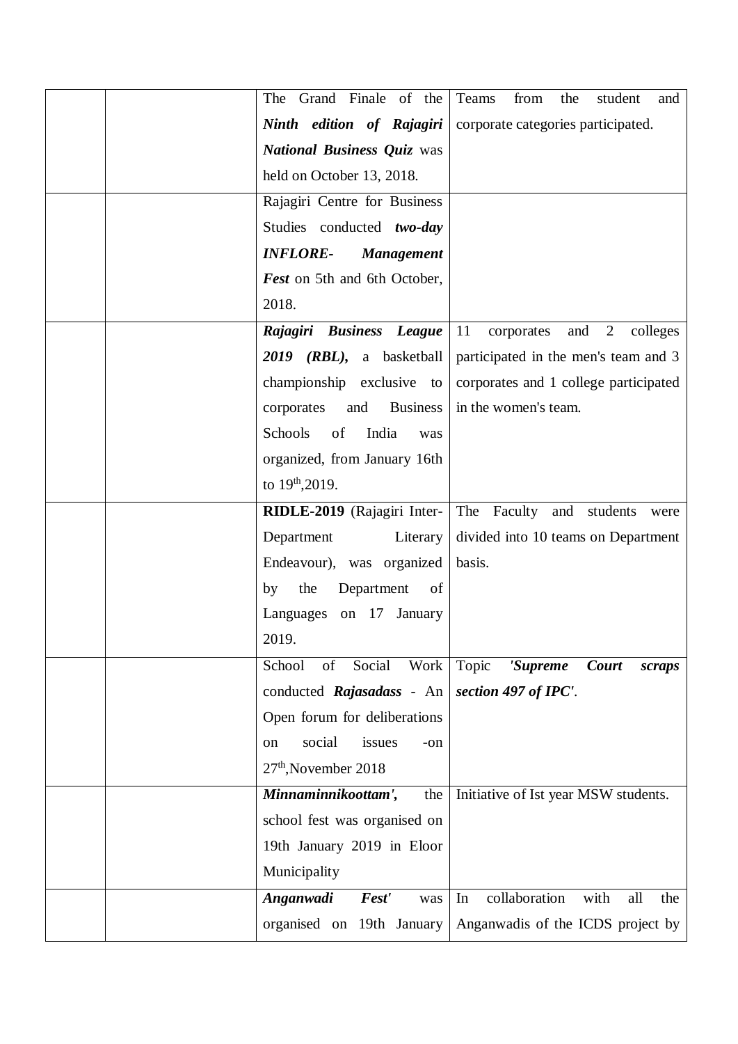|  |  |  |  |
|---|---|---|---|
|  |  | The Grand Finale of the ***Ninth edition of Rajagiri National Business Quiz*** was held on October 13, 2018. | Teams from the student and corporate categories participated. |
|  |  | Rajagiri Centre for Business Studies conducted ***two-day INFLORE- Management Fest*** on 5th and 6th October, 2018. |  |
|  |  | ***Rajagiri Business League 2019 (RBL),*** a basketball championship exclusive to corporates and Business Schools of India was organized, from January 16th to 19th,2019. | 11 corporates and 2 colleges participated in the men's team and 3 corporates and 1 college participated in the women's team. |
|  |  | **RIDLE-2019** (Rajagiri Inter-Department Literary Endeavour), was organized by the Department of Languages on 17 January 2019. | The Faculty and students were divided into 10 teams on Department basis. |
|  |  | School of Social Work conducted ***Rajasadass*** - An Open forum for deliberations on social issues -on 27th,November 2018 | Topic ***'Supreme Court scraps section 497 of IPC'***. |
|  |  | ***Minnaminnikoottam',*** the school fest was organised on 19th January 2019 in Eloor Municipality | Initiative of Ist year MSW students. |
|  |  | ***Anganwadi Fest'*** was organised on 19th January | In collaboration with all the Anganwadis of the ICDS project by |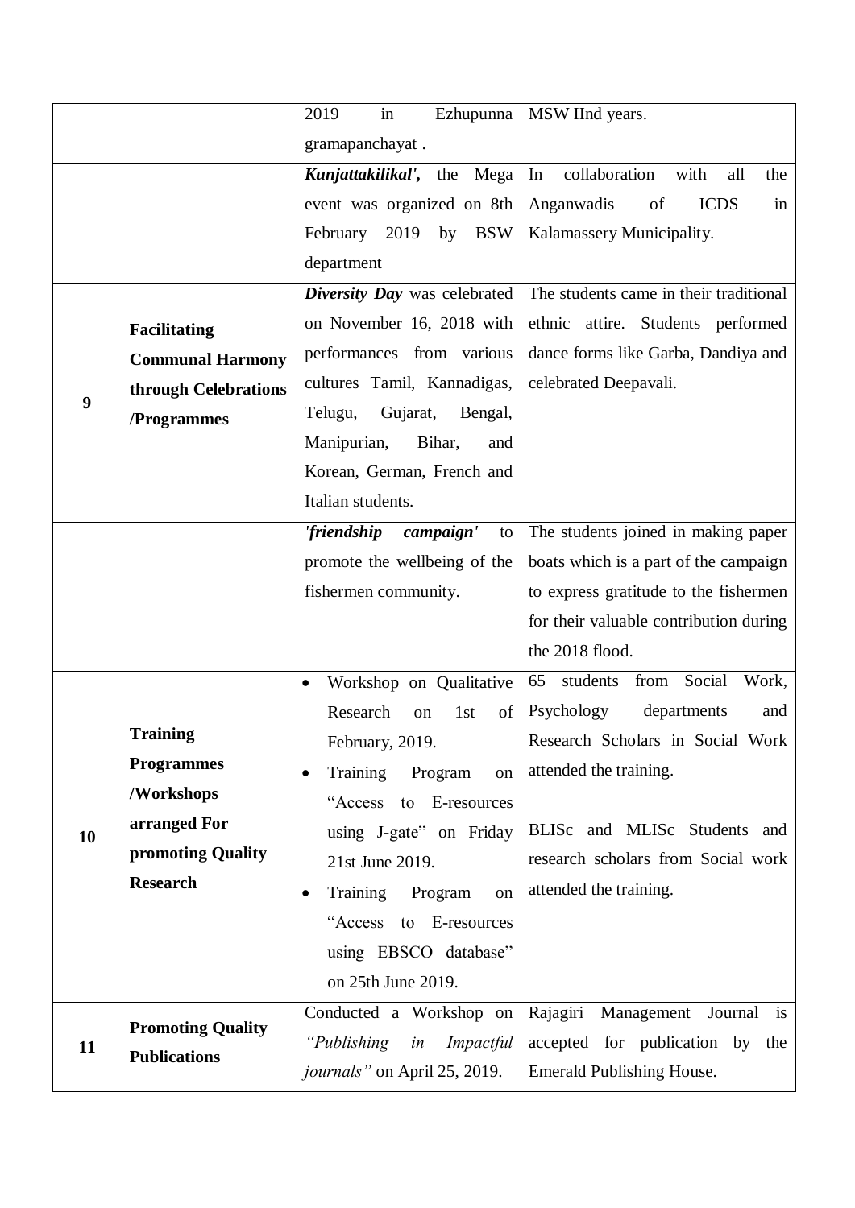| | | | |
|---|---|---|---|
| | | 2019 in Ezhupunna gramapanchayat . | MSW IInd years. |
| | | ***Kunjattakilikal',*** the Mega event was organized on 8th February 2019 by BSW department | In collaboration with all the Anganwadis of ICDS in Kalamassery Municipality. |
| **9** | **Facilitating Communal Harmony through Celebrations /Programmes** | ***Diversity Day*** was celebrated on November 16, 2018 with performances from various cultures Tamil, Kannadigas, Telugu, Gujarat, Bengal, Manipurian, Bihar, and Korean, German, French and Italian students. | The students came in their traditional ethnic attire. Students performed dance forms like Garba, Dandiya and celebrated Deepavali. |
| | | ***'friendship campaign'*** to promote the wellbeing of the fishermen community. | The students joined in making paper boats which is a part of the campaign to express gratitude to the fishermen for their valuable contribution during the 2018 flood. |
| **10** | **Training Programmes /Workshops arranged For promoting Quality Research** | • Workshop on Qualitative Research on 1st of February, 2019.<br>• Training Program on "Access to E-resources using J-gate" on Friday 21st June 2019.<br>• Training Program on "Access to E-resources using EBSCO database" on 25th June 2019. | 65 students from Social Work, Psychology departments and Research Scholars in Social Work attended the training.<br><br>BLISc and MLISc Students and research scholars from Social work attended the training. |
| **11** | **Promoting Quality Publications** | Conducted a Workshop on *"Publishing in Impactful journals"* on April 25, 2019. | Rajagiri Management Journal is accepted for publication by the Emerald Publishing House. |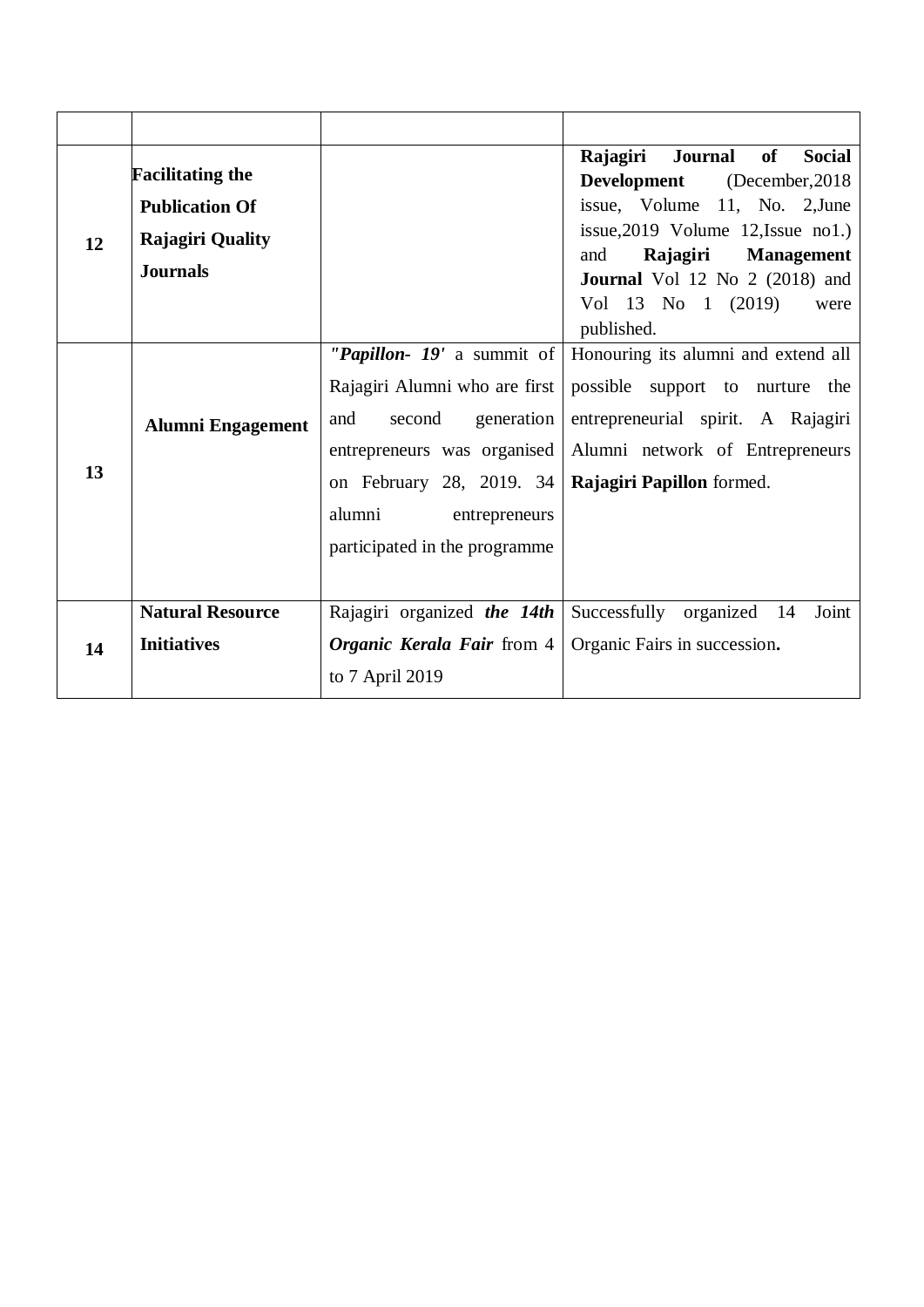| | | | |
|---|---|---|---|
| 12 | **Facilitating the Publication Of Rajagiri Quality Journals** | | **Rajagiri Journal of Social Development** (December,2018 issue, Volume 11, No. 2,June issue,2019 Volume 12,Issue no1.) and **Rajagiri Management Journal** Vol 12 No 2 (2018) and Vol 13 No 1 (2019) were published. |
| 13 | **Alumni Engagement** | ***"Papillon- 19'*** a summit of Rajagiri Alumni who are first and second generation entrepreneurs was organised on February 28, 2019. 34 alumni entrepreneurs participated in the programme | Honouring its alumni and extend all possible support to nurture the entrepreneurial spirit. A Rajagiri Alumni network of Entrepreneurs **Rajagiri Papillon** formed. |
| 14 | **Natural Resource Initiatives** | Rajagiri organized ***the 14th Organic Kerala Fair*** from 4 to 7 April 2019 | Successfully organized 14 Joint Organic Fairs in succession**.** |